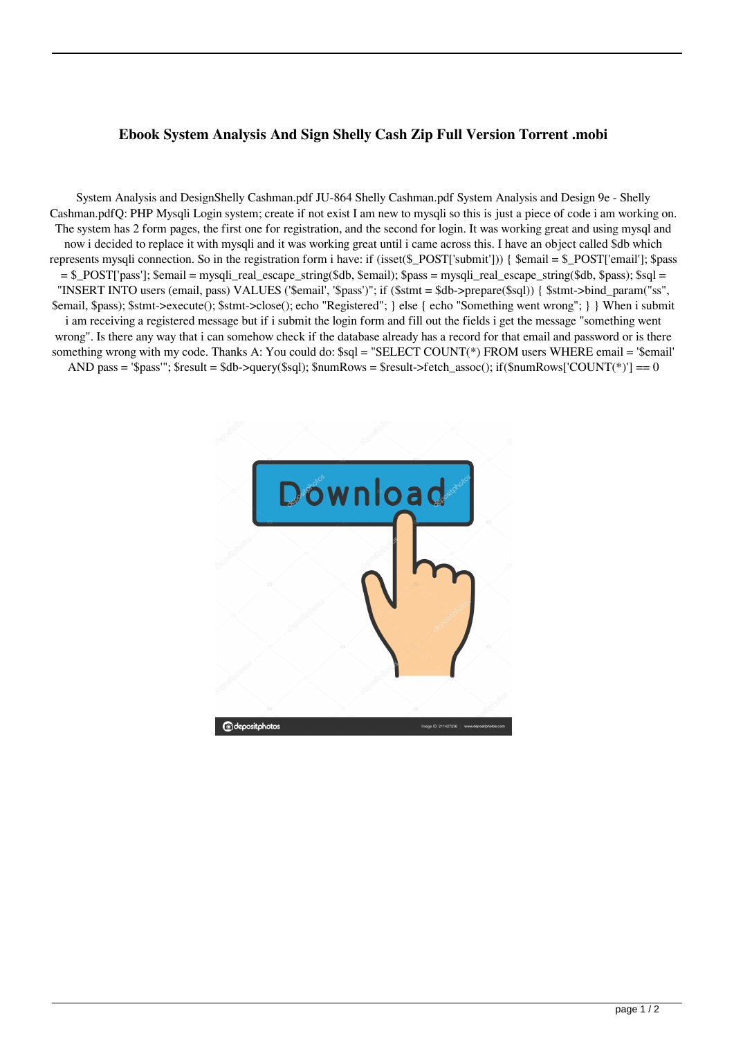# Ebook System Analysis And Sign Shelly Cash Zip Full Version Torrent .mobi

System Analysis and DesignShelly Cashman.pdf JU-864 Shelly Cashman.pdf System Analysis and Design 9e - Shelly Cashman.pdfQ: PHP Mysqli Login system; create if not exist I am new to mysqli so this is just a piece of code i am working on. The system has 2 form pages, the first one for registration, and the second for login. It was working great and using mysql and now i decided to replace it with mysqli and it was working great until i came across this. I have an object called $db which represents mysqli connection. So in the registration form i have: if (isset($_POST['submit'])) { $email = $_POST['email']; $pass = $_POST['pass']; $email = mysqli_real_escape_string($db, $email); $pass = mysqli_real_escape_string($db, $pass); $sql = "INSERT INTO users (email, pass) VALUES ('$email', '$pass')"; if ($stmt = $db->prepare($sql)) { $stmt->bind_param("ss", $email, $pass); $stmt->execute(); $stmt->close(); echo "Registered"; } else { echo "Something went wrong"; } } When i submit i am receiving a registered message but if i submit the login form and fill out the fields i get the message "something went wrong". Is there any way that i can somehow check if the database already has a record for that email and password or is there something wrong with my code. Thanks A: You could do: $sql = "SELECT COUNT(*) FROM users WHERE email = '$email' AND pass = '$pass'"; $result = $db->query($sql); $numRows = $result->fetch_assoc(); if($numRows['COUNT(*)'] == 0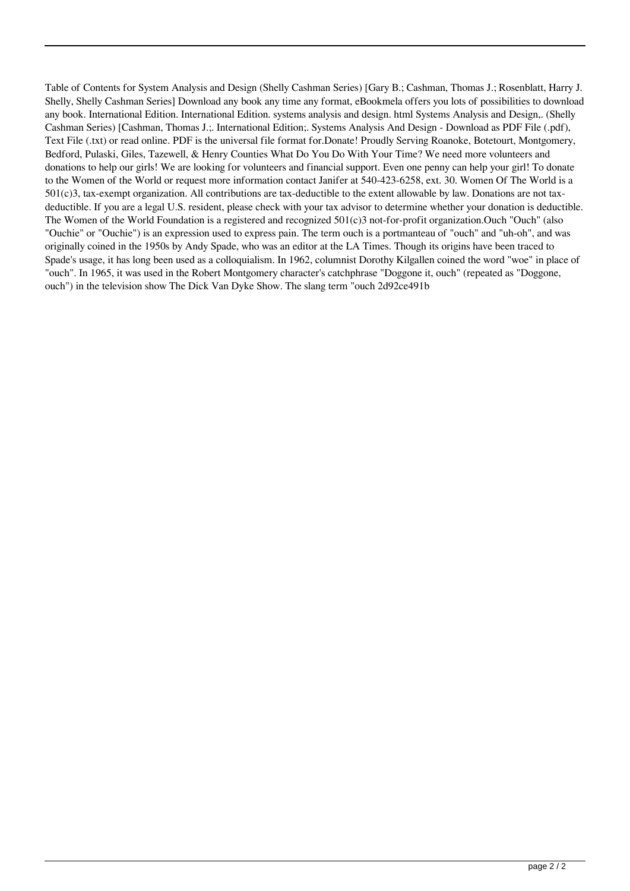Table of Contents for System Analysis and Design (Shelly Cashman Series) [Gary B.; Cashman, Thomas J.; Rosenblatt, Harry J. Shelly, Shelly Cashman Series] Download any book any time any format, eBookmela offers you lots of possibilities to download any book. International Edition. International Edition. systems analysis and design. html Systems Analysis and Design,. (Shelly Cashman Series) [Cashman, Thomas J.;. International Edition;. Systems Analysis And Design - Download as PDF File (.pdf), Text File (.txt) or read online. PDF is the universal file format for.Donate! Proudly Serving Roanoke, Botetourt, Montgomery, Bedford, Pulaski, Giles, Tazewell, & Henry Counties What Do You Do With Your Time? We need more volunteers and donations to help our girls! We are looking for volunteers and financial support. Even one penny can help your girl! To donate to the Women of the World or request more information contact Janifer at 540-423-6258, ext. 30. Women Of The World is a 501(c)3, tax-exempt organization. All contributions are tax-deductible to the extent allowable by law. Donations are not tax-deductible. If you are a legal U.S. resident, please check with your tax advisor to determine whether your donation is deductible. The Women of the World Foundation is a registered and recognized 501(c)3 not-for-profit organization.Ouch "Ouch" (also "Ouchie" or "Ouchie") is an expression used to express pain. The term ouch is a portmanteau of "ouch" and "uh-oh", and was originally coined in the 1950s by Andy Spade, who was an editor at the LA Times. Though its origins have been traced to Spade's usage, it has long been used as a colloquialism. In 1962, columnist Dorothy Kilgallen coined the word "woe" in place of "ouch". In 1965, it was used in the Robert Montgomery character's catchphrase "Doggone it, ouch" (repeated as "Doggone, ouch") in the television show The Dick Van Dyke Show. The slang term "ouch 2d92ce491b